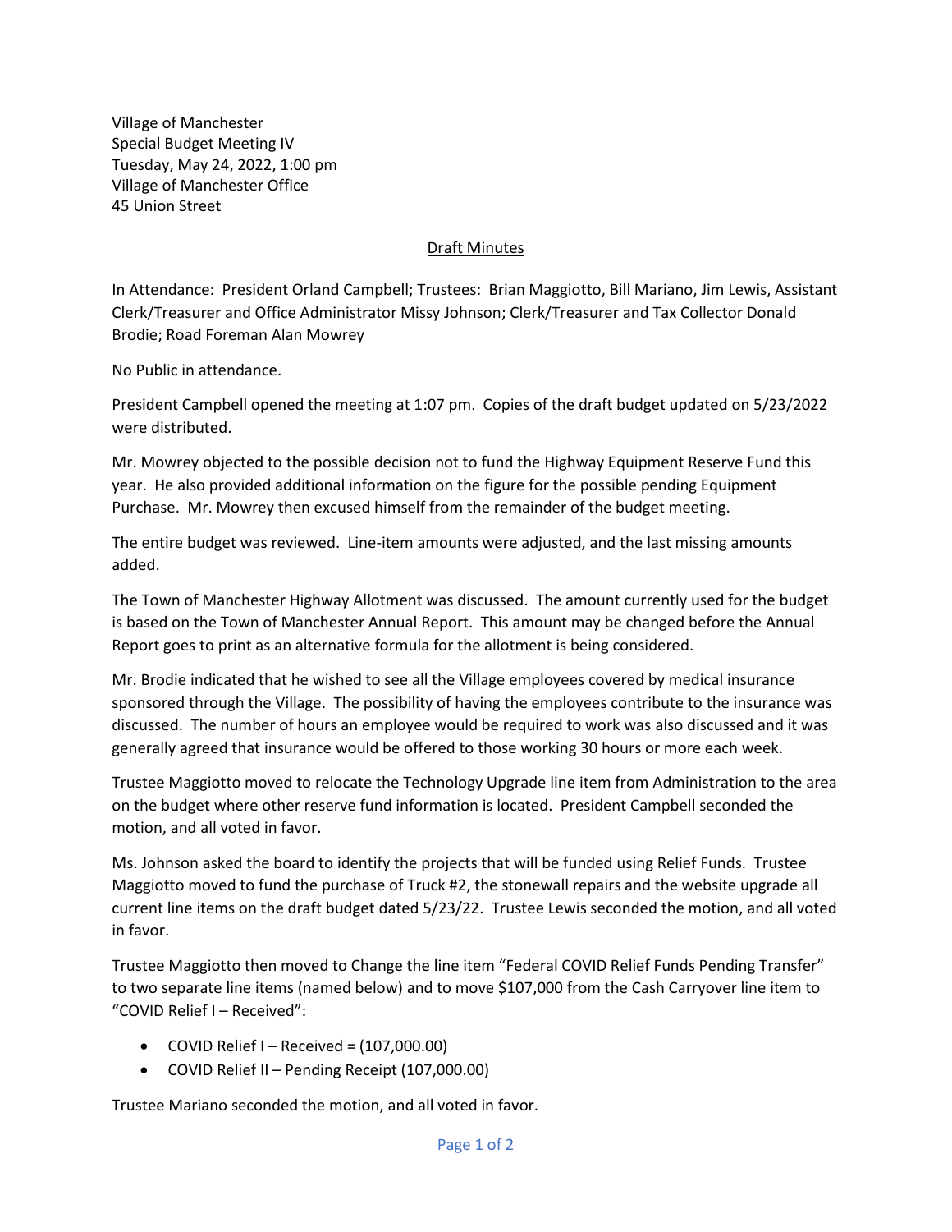Village of Manchester
Special Budget Meeting IV
Tuesday, May 24, 2022, 1:00 pm
Village of Manchester Office
45 Union Street

## Draft Minutes

In Attendance: President Orland Campbell; Trustees: Brian Maggiotto, Bill Mariano, Jim Lewis, Assistant Clerk/Treasurer and Office Administrator Missy Johnson; Clerk/Treasurer and Tax Collector Donald Brodie; Road Foreman Alan Mowrey

No Public in attendance.

President Campbell opened the meeting at 1:07 pm. Copies of the draft budget updated on 5/23/2022 were distributed.

Mr. Mowrey objected to the possible decision not to fund the Highway Equipment Reserve Fund this year. He also provided additional information on the figure for the possible pending Equipment Purchase. Mr. Mowrey then excused himself from the remainder of the budget meeting.

The entire budget was reviewed. Line-item amounts were adjusted, and the last missing amounts added.

The Town of Manchester Highway Allotment was discussed. The amount currently used for the budget is based on the Town of Manchester Annual Report. This amount may be changed before the Annual Report goes to print as an alternative formula for the allotment is being considered.

Mr. Brodie indicated that he wished to see all the Village employees covered by medical insurance sponsored through the Village. The possibility of having the employees contribute to the insurance was discussed. The number of hours an employee would be required to work was also discussed and it was generally agreed that insurance would be offered to those working 30 hours or more each week.

Trustee Maggiotto moved to relocate the Technology Upgrade line item from Administration to the area on the budget where other reserve fund information is located. President Campbell seconded the motion, and all voted in favor.

Ms. Johnson asked the board to identify the projects that will be funded using Relief Funds. Trustee Maggiotto moved to fund the purchase of Truck #2, the stonewall repairs and the website upgrade all current line items on the draft budget dated 5/23/22. Trustee Lewis seconded the motion, and all voted in favor.

Trustee Maggiotto then moved to Change the line item "Federal COVID Relief Funds Pending Transfer" to two separate line items (named below) and to move $107,000 from the Cash Carryover line item to "COVID Relief I – Received":

- COVID Relief I – Received = (107,000.00)
- COVID Relief II – Pending Receipt (107,000.00)

Trustee Mariano seconded the motion, and all voted in favor.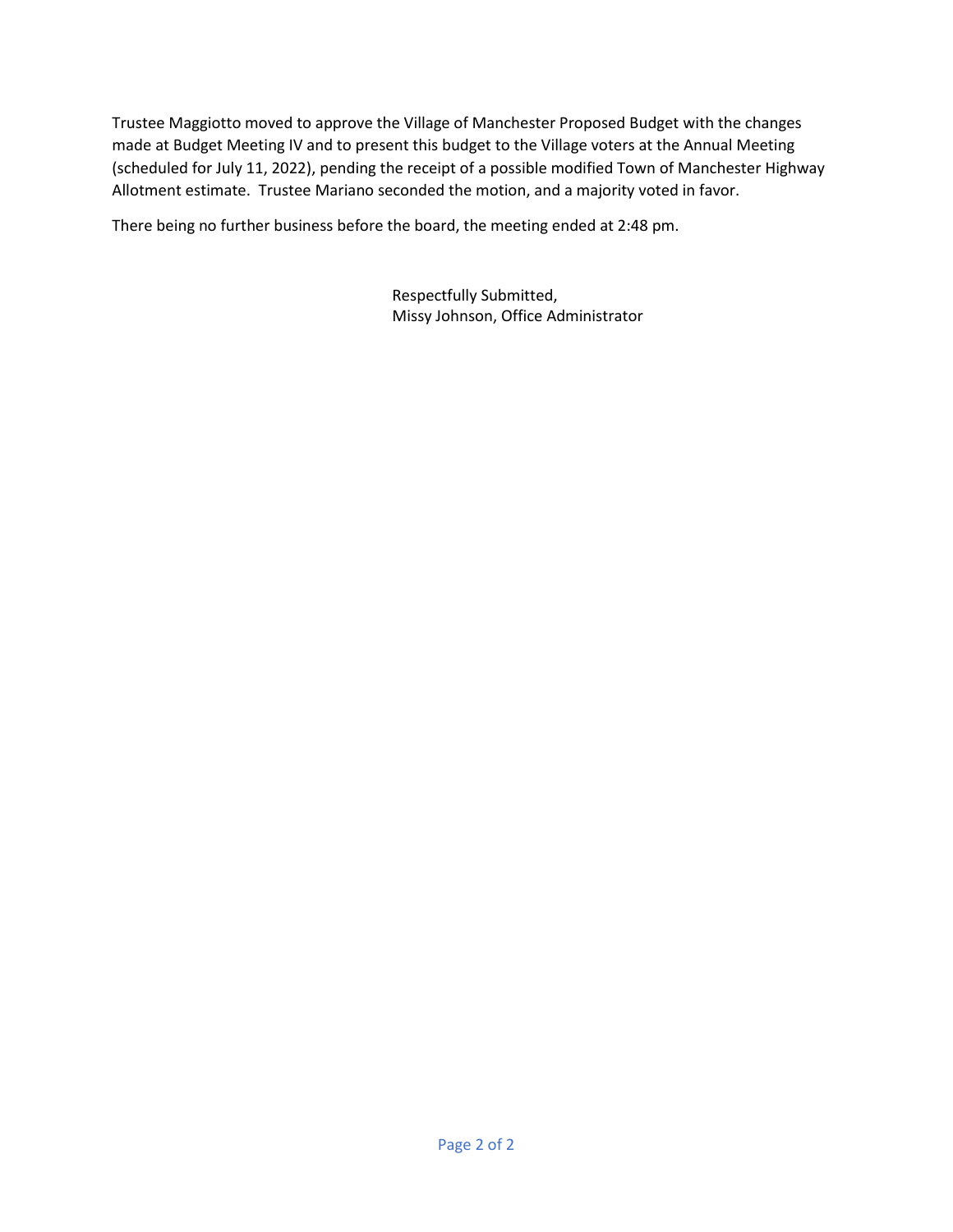Trustee Maggiotto moved to approve the Village of Manchester Proposed Budget with the changes made at Budget Meeting IV and to present this budget to the Village voters at the Annual Meeting (scheduled for July 11, 2022), pending the receipt of a possible modified Town of Manchester Highway Allotment estimate. Trustee Mariano seconded the motion, and a majority voted in favor.

There being no further business before the board, the meeting ended at 2:48 pm.

Respectfully Submitted,
Missy Johnson, Office Administrator